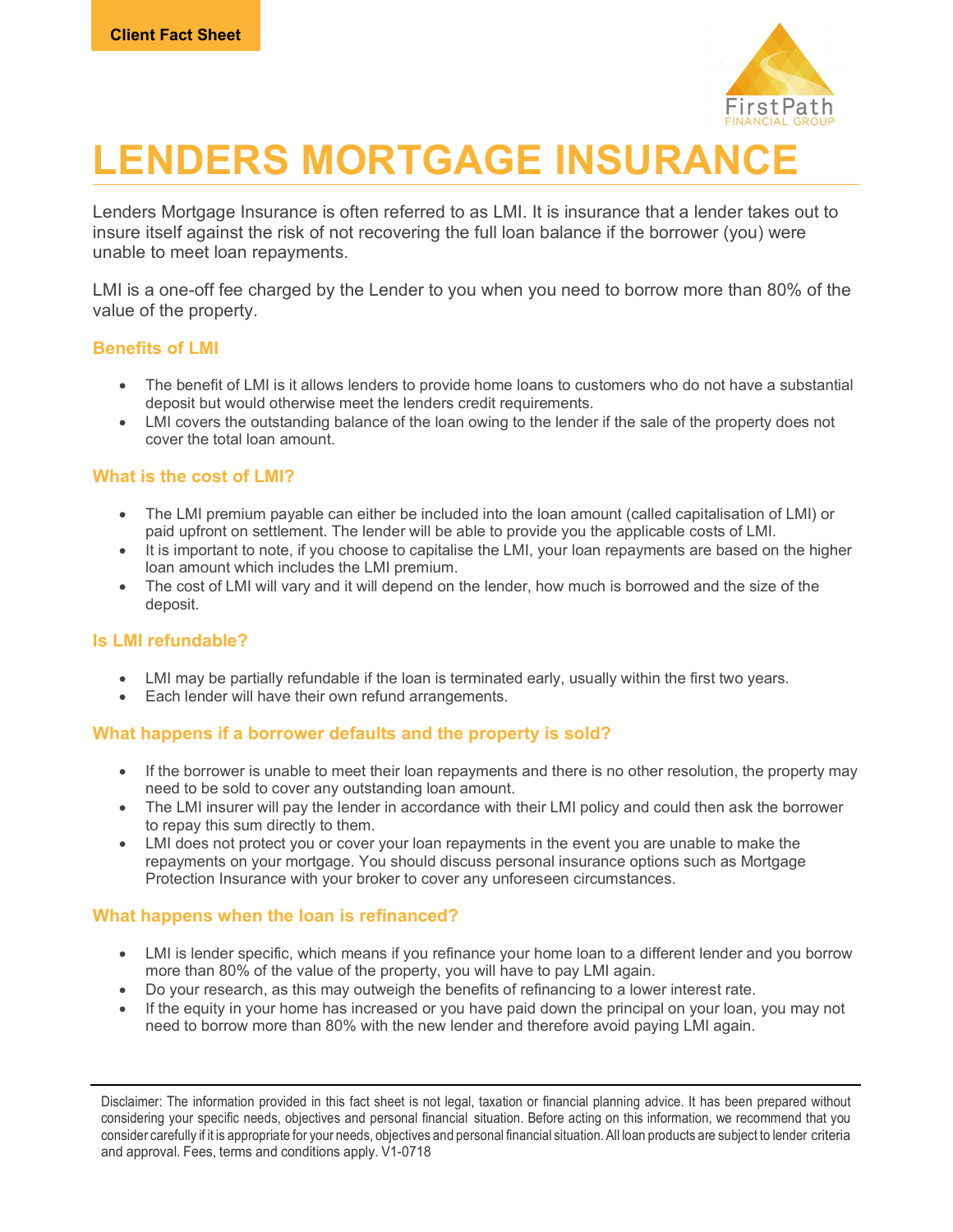Client Fact Sheet

# LENDERS MORTGAGE INSURANCE

Lenders Mortgage Insurance is often referred to as LMI. It is insurance that a lender takes out to insure itself against the risk of not recovering the full loan balance if the borrower (you) were unable to meet loan repayments.

LMI is a one-off fee charged by the Lender to you when you need to borrow more than 80% of the value of the property.

### Benefits of LMI

- The benefit of LMI is it allows lenders to provide home loans to customers who do not have a substantial deposit but would otherwise meet the lenders credit requirements.
- LMI covers the outstanding balance of the loan owing to the lender if the sale of the property does not cover the total loan amount.

### What is the cost of LMI?

- The LMI premium payable can either be included into the loan amount (called capitalisation of LMI) or paid upfront on settlement. The lender will be able to provide you the applicable costs of LMI.
- It is important to note, if you choose to capitalise the LMI, your loan repayments are based on the higher loan amount which includes the LMI premium.
- The cost of LMI will vary and it will depend on the lender, how much is borrowed and the size of the deposit.

### Is LMI refundable?

- LMI may be partially refundable if the loan is terminated early, usually within the first two years.
- Each lender will have their own refund arrangements.

### What happens if a borrower defaults and the property is sold?

- If the borrower is unable to meet their loan repayments and there is no other resolution, the property may need to be sold to cover any outstanding loan amount.
- The LMI insurer will pay the lender in accordance with their LMI policy and could then ask the borrower to repay this sum directly to them.
- LMI does not protect you or cover your loan repayments in the event you are unable to make the repayments on your mortgage. You should discuss personal insurance options such as Mortgage Protection Insurance with your broker to cover any unforeseen circumstances.

### What happens when the loan is refinanced?

- LMI is lender specific, which means if you refinance your home loan to a different lender and you borrow more than 80% of the value of the property, you will have to pay LMI again.
- Do your research, as this may outweigh the benefits of refinancing to a lower interest rate.
- If the equity in your home has increased or you have paid down the principal on your loan, you may not need to borrow more than 80% with the new lender and therefore avoid paying LMI again.

---

Disclaimer: The information provided in this fact sheet is not legal, taxation or financial planning advice. It has been prepared without considering your specific needs, objectives and personal financial situation. Before acting on this information, we recommend that you consider carefully if it is appropriate for your needs, objectives and personal financial situation. All loan products are subject to lender criteria and approval. Fees, terms and conditions apply. V1-0718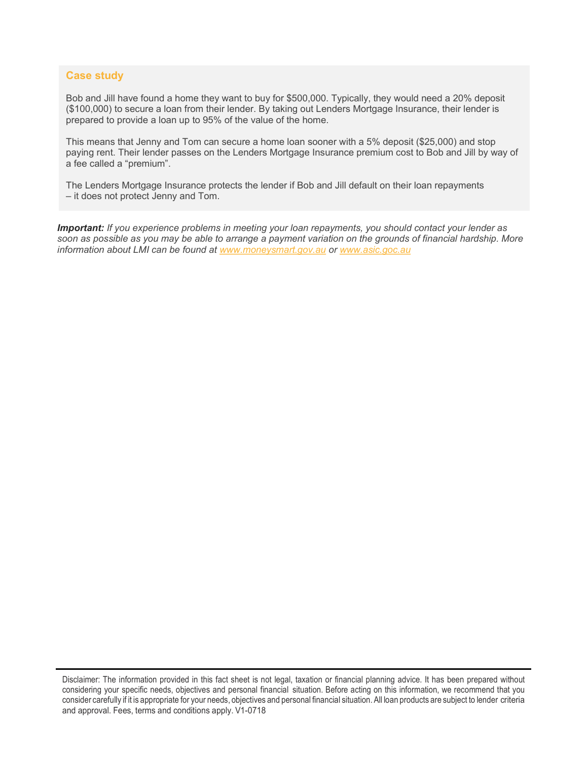## Case study

Bob and Jill have found a home they want to buy for $500,000. Typically, they would need a 20% deposit ($100,000) to secure a loan from their lender. By taking out Lenders Mortgage Insurance, their lender is prepared to provide a loan up to 95% of the value of the home.

This means that Jenny and Tom can secure a home loan sooner with a 5% deposit ($25,000) and stop paying rent. Their lender passes on the Lenders Mortgage Insurance premium cost to Bob and Jill by way of a fee called a "premium".

The Lenders Mortgage Insurance protects the lender if Bob and Jill default on their loan repayments – it does not protect Jenny and Tom.

***Important:*** *If you experience problems in meeting your loan repayments, you should contact your lender as soon as possible as you may be able to arrange a payment variation on the grounds of financial hardship. More information about LMI can be found at [www.moneysmart.gov.au](www.moneysmart.gov.au) or [www.asic.goc.au](www.asic.goc.au)*

Disclaimer: The information provided in this fact sheet is not legal, taxation or financial planning advice. It has been prepared without considering your specific needs, objectives and personal financial situation. Before acting on this information, we recommend that you consider carefully if it is appropriate for your needs, objectives and personal financial situation. All loan products are subject to lender criteria and approval. Fees, terms and conditions apply. V1-0718